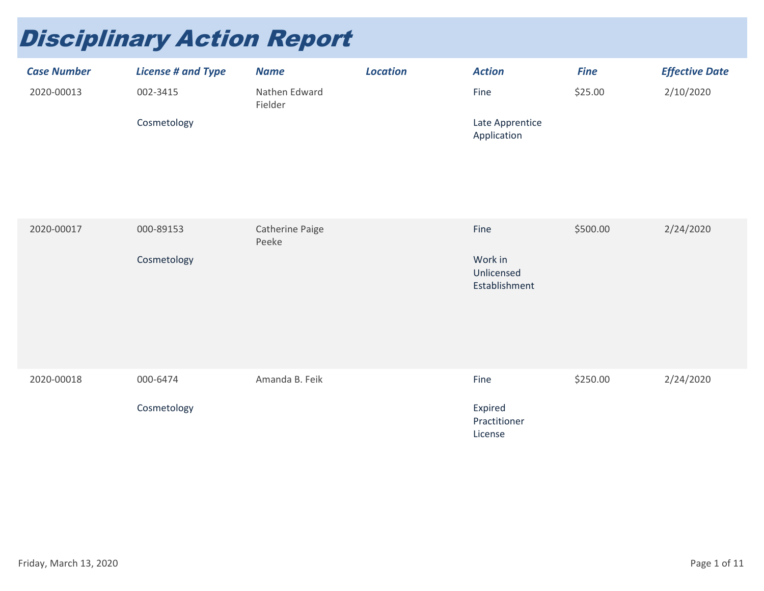# Disciplinary Action Report

| Case Number | License # and Type | Name | Location | Action | Fine | Effective Date |
|---|---|---|---|---|---|---|
| 2020-00013 | 002-3415<br>Cosmetology | Nathen Edward Fielder | | Fine<br>Late Apprentice Application | $25.00 | 2/10/2020 |
| 2020-00017 | 000-89153<br>Cosmetology | Catherine Paige Peeke | | Fine<br>Work in Unlicensed Establishment | $500.00 | 2/24/2020 |
| 2020-00018 | 000-6474<br>Cosmetology | Amanda B. Feik | | Fine<br>Expired Practitioner License | $250.00 | 2/24/2020 |

Friday, March 13, 2020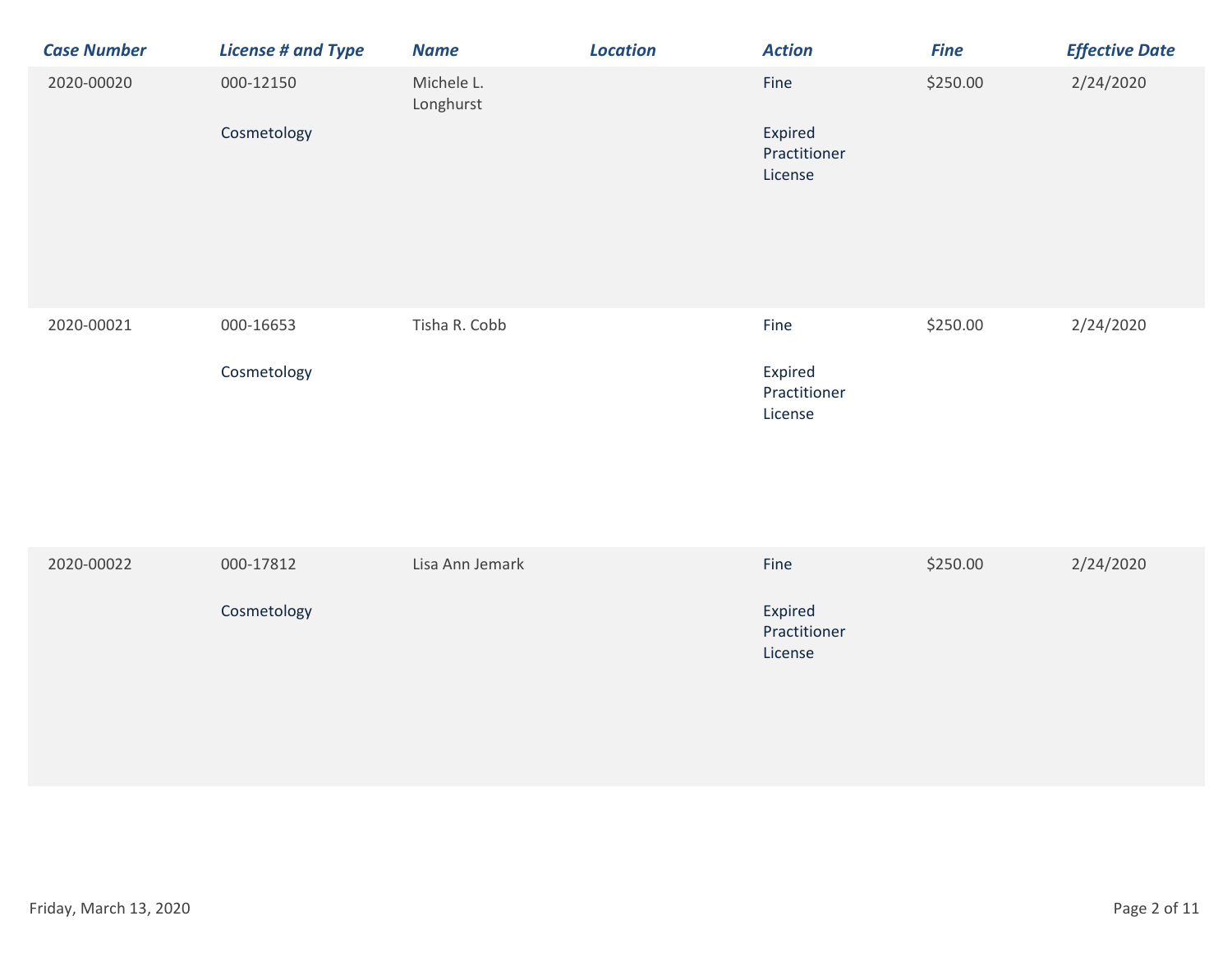| Case Number | License # and Type | Name | Location | Action | Fine | Effective Date |
| --- | --- | --- | --- | --- | --- | --- |
| 2020-00020 | 000-12150 Cosmetology | Michele L. Longhurst | | Fine Expired Practitioner License | $250.00 | 2/24/2020 |
| 2020-00021 | 000-16653 Cosmetology | Tisha R. Cobb | | Fine Expired Practitioner License | $250.00 | 2/24/2020 |
| 2020-00022 | 000-17812 Cosmetology | Lisa Ann Jemark | | Fine Expired Practitioner License | $250.00 | 2/24/2020 |

Friday, March 13, 2020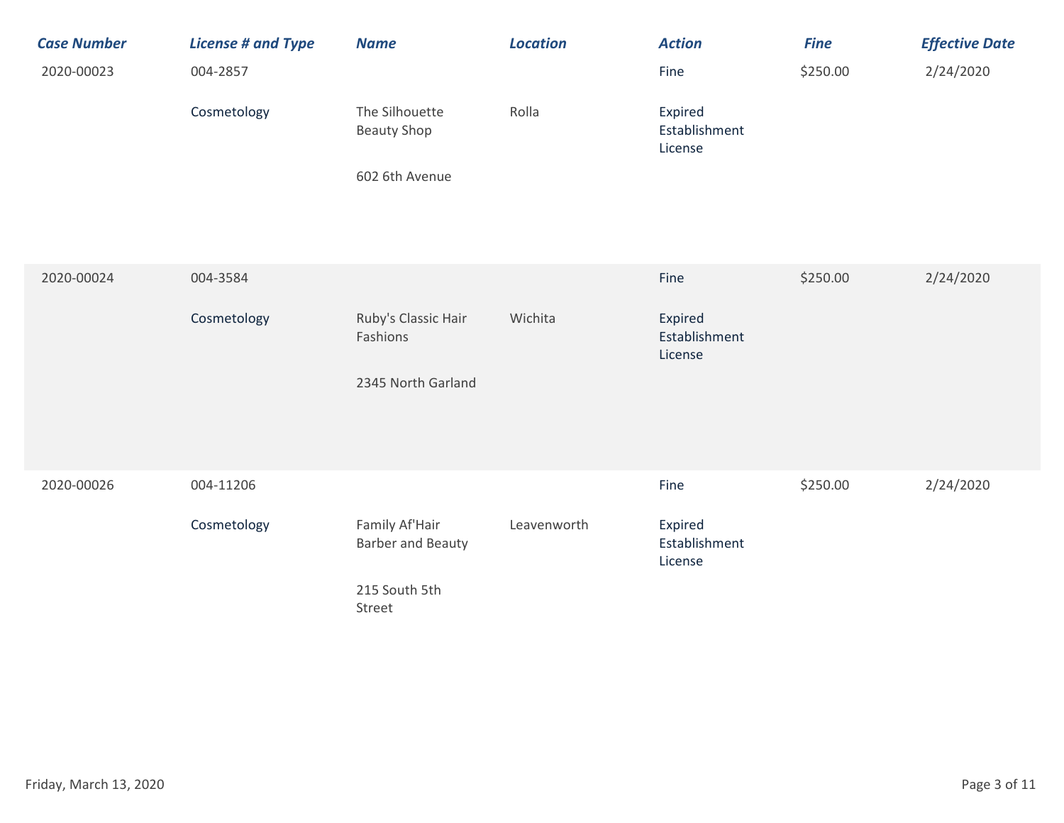| Case Number | License # and Type | Name | Location | Action | Fine | Effective Date |
|---|---|---|---|---|---|---|
| 2020-00023 | 004-2857 Cosmetology | The Silhouette Beauty Shop 602 6th Avenue | Rolla | Fine Expired Establishment License | $250.00 | 2/24/2020 |
| 2020-00024 | 004-3584 Cosmetology | Ruby's Classic Hair Fashions 2345 North Garland | Wichita | Fine Expired Establishment License | $250.00 | 2/24/2020 |
| 2020-00026 | 004-11206 Cosmetology | Family Af'Hair Barber and Beauty 215 South 5th Street | Leavenworth | Fine Expired Establishment License | $250.00 | 2/24/2020 |

Friday, March 13, 2020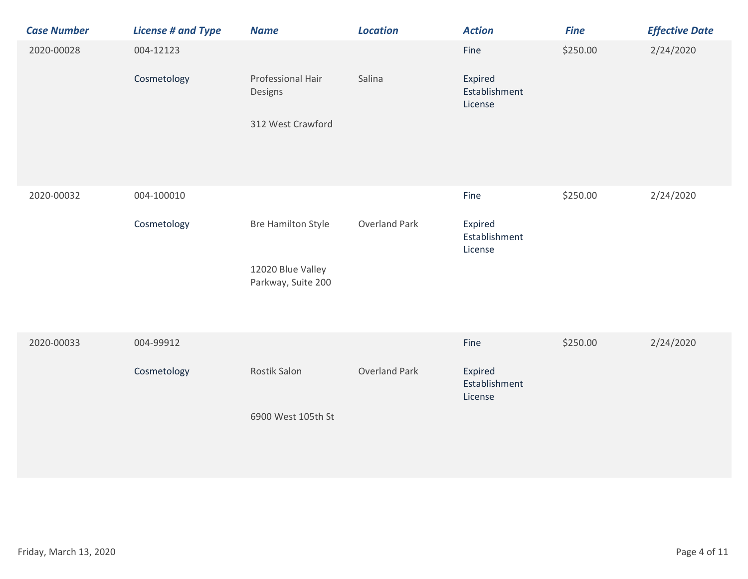| Case Number | License # and Type | Name | Location | Action | Fine | Effective Date |
|---|---|---|---|---|---|---|
| 2020-00028 | 004-12123 Cosmetology | Professional Hair Designs 312 West Crawford | Salina | Fine Expired Establishment License | $250.00 | 2/24/2020 |
| 2020-00032 | 004-100010 Cosmetology | Bre Hamilton Style 12020 Blue Valley Parkway, Suite 200 | Overland Park | Fine Expired Establishment License | $250.00 | 2/24/2020 |
| 2020-00033 | 004-99912 Cosmetology | Rostik Salon 6900 West 105th St | Overland Park | Fine Expired Establishment License | $250.00 | 2/24/2020 |

Friday, March 13, 2020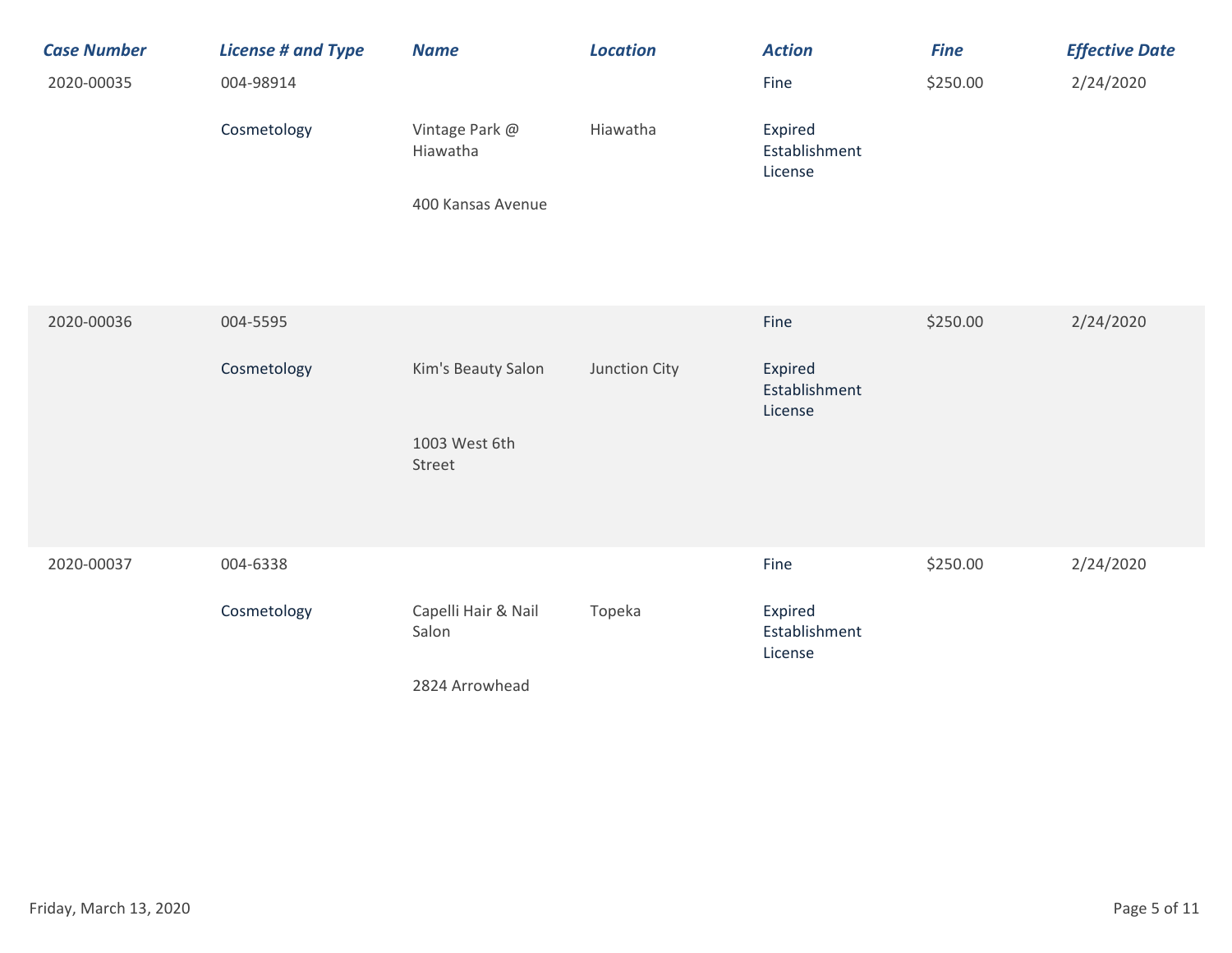| Case Number | License # and Type | Name | Location | Action | Fine | Effective Date |
|---|---|---|---|---|---|---|
| 2020-00035 | 004-98914<br>Cosmetology | Vintage Park @ Hiawatha<br>400 Kansas Avenue | Hiawatha | Fine<br>Expired Establishment License | $250.00 | 2/24/2020 |
| 2020-00036 | 004-5595<br>Cosmetology | Kim's Beauty Salon<br>1003 West 6th Street | Junction City | Fine<br>Expired Establishment License | $250.00 | 2/24/2020 |
| 2020-00037 | 004-6338<br>Cosmetology | Capelli Hair & Nail Salon<br>2824 Arrowhead | Topeka | Fine<br>Expired Establishment License | $250.00 | 2/24/2020 |

Friday, March 13, 2020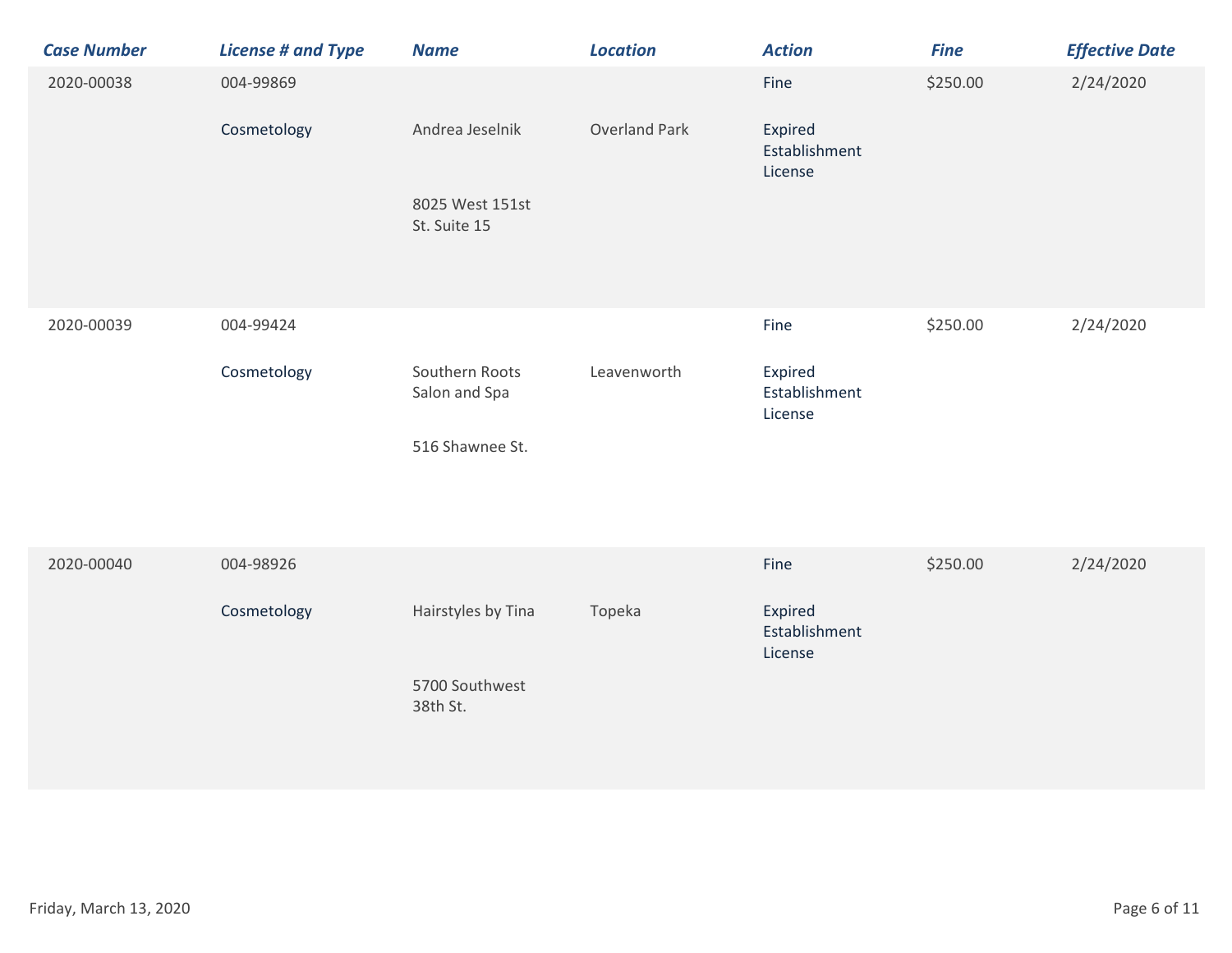| Case Number | License # and Type | Name | Location | Action | Fine | Effective Date |
| --- | --- | --- | --- | --- | --- | --- |
| 2020-00038 | 004-99869 Cosmetology | Andrea Jeselnik 8025 West 151st St. Suite 15 | Overland Park | Fine Expired Establishment License | $250.00 | 2/24/2020 |
| 2020-00039 | 004-99424 Cosmetology | Southern Roots Salon and Spa 516 Shawnee St. | Leavenworth | Fine Expired Establishment License | $250.00 | 2/24/2020 |
| 2020-00040 | 004-98926 Cosmetology | Hairstyles by Tina 5700 Southwest 38th St. | Topeka | Fine Expired Establishment License | $250.00 | 2/24/2020 |

Friday, March 13, 2020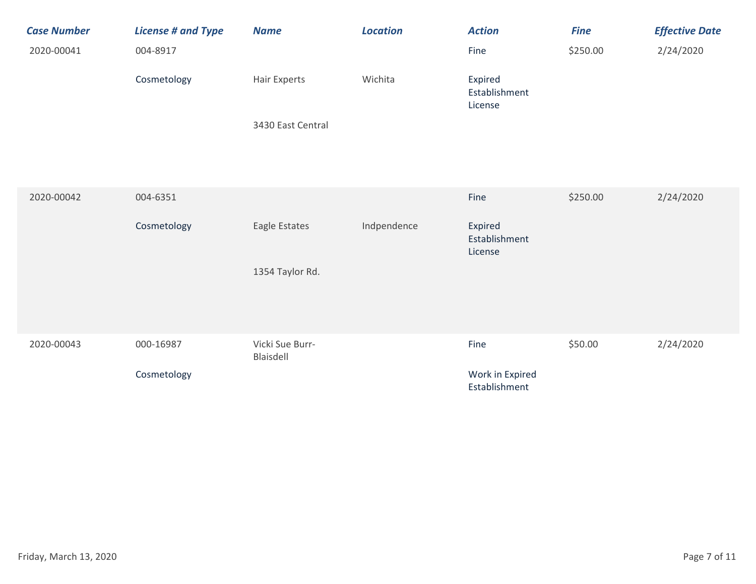| Case Number | License # and Type | Name | Location | Action | Fine | Effective Date |
| --- | --- | --- | --- | --- | --- | --- |
| 2020-00041 | 004-8917 Cosmetology | Hair Experts 3430 East Central | Wichita | Fine Expired Establishment License | $250.00 | 2/24/2020 |
| 2020-00042 | 004-6351 Cosmetology | Eagle Estates 1354 Taylor Rd. | Indpendence | Fine Expired Establishment License | $250.00 | 2/24/2020 |
| 2020-00043 | 000-16987 Cosmetology | Vicki Sue Burr-Blaisdell | | Fine Work in Expired Establishment | $50.00 | 2/24/2020 |

Friday, March 13, 2020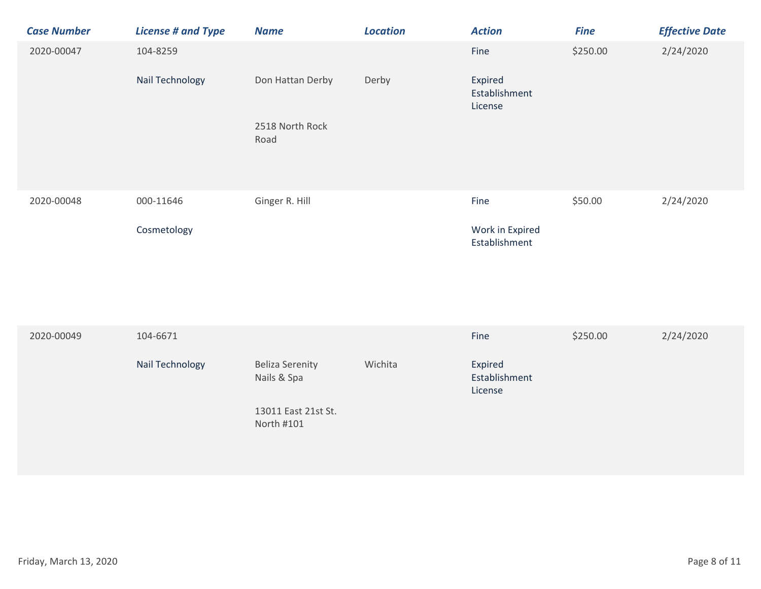| Case Number | License # and Type | Name | Location | Action | Fine | Effective Date |
| --- | --- | --- | --- | --- | --- | --- |
| 2020-00047 | 104-8259<br>Nail Technology | Don Hattan Derby<br>2518 North Rock Road | Derby | Fine<br>Expired Establishment License | $250.00 | 2/24/2020 |
| 2020-00048 | 000-11646<br>Cosmetology | Ginger R. Hill | | Fine<br>Work in Expired Establishment | $50.00 | 2/24/2020 |
| 2020-00049 | 104-6671<br>Nail Technology | Beliza Serenity Nails & Spa<br>13011 East 21st St. North #101 | Wichita | Fine<br>Expired Establishment License | $250.00 | 2/24/2020 |

Friday, March 13, 2020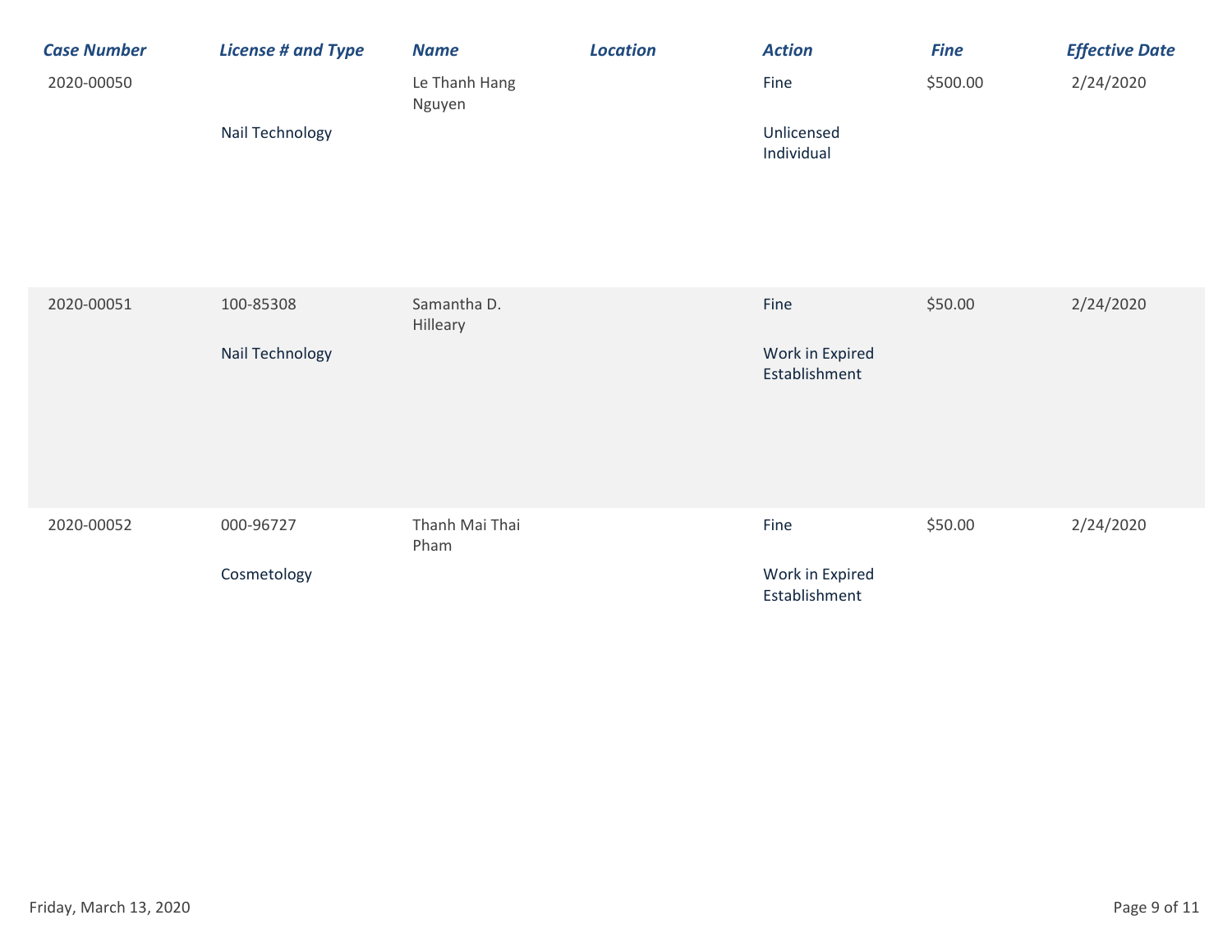| Case Number | License # and Type | Name | Location | Action | Fine | Effective Date |
|---|---|---|---|---|---|---|
| 2020-00050 | Nail Technology | Le Thanh Hang Nguyen | | Fine<br>Unlicensed Individual | $500.00 | 2/24/2020 |
| 2020-00051 | 100-85308<br>Nail Technology | Samantha D. Hilleary | | Fine<br>Work in Expired Establishment | $50.00 | 2/24/2020 |
| 2020-00052 | 000-96727<br>Cosmetology | Thanh Mai Thai Pham | | Fine<br>Work in Expired Establishment | $50.00 | 2/24/2020 |

Friday, March 13, 2020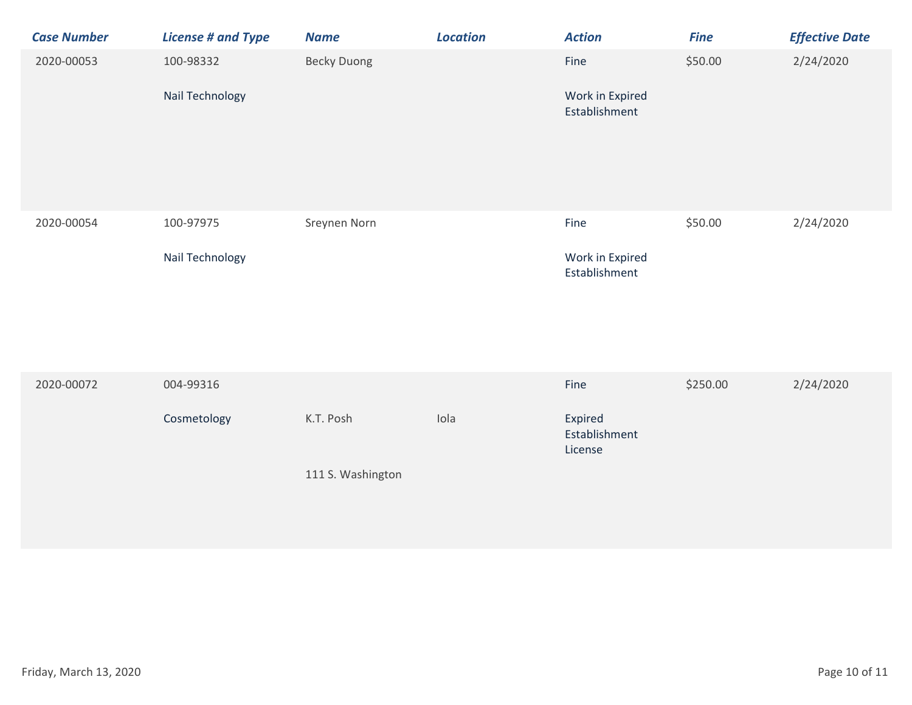| Case Number | License # and Type | Name | Location | Action | Fine | Effective Date |
|---|---|---|---|---|---|---|
| 2020-00053 | 100-98332<br>Nail Technology | Becky Duong | | Fine<br>Work in Expired Establishment | $50.00 | 2/24/2020 |
| 2020-00054 | 100-97975<br>Nail Technology | Sreynen Norn | | Fine<br>Work in Expired Establishment | $50.00 | 2/24/2020 |
| 2020-00072 | 004-99316<br>Cosmetology | K.T. Posh<br>111 S. Washington | Iola | Fine<br>Expired Establishment License | $250.00 | 2/24/2020 |

Friday, March 13, 2020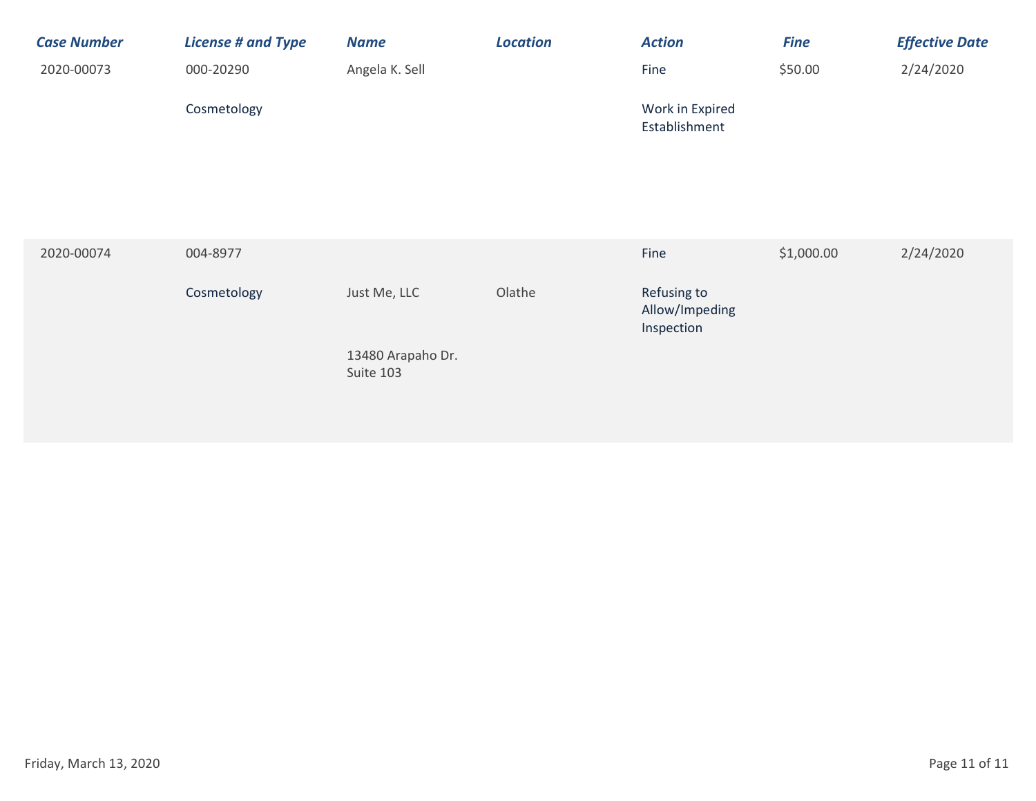| Case Number | License # and Type | Name | Location | Action | Fine | Effective Date |
|---|---|---|---|---|---|---|
| 2020-00073 | 000-20290 Cosmetology | Angela K. Sell | | Fine Work in Expired Establishment | $50.00 | 2/24/2020 |
| 2020-00074 | 004-8977 Cosmetology | Just Me, LLC 13480 Arapaho Dr. Suite 103 | Olathe | Fine Refusing to Allow/Impeding Inspection | $1,000.00 | 2/24/2020 |

Friday, March 13, 2020